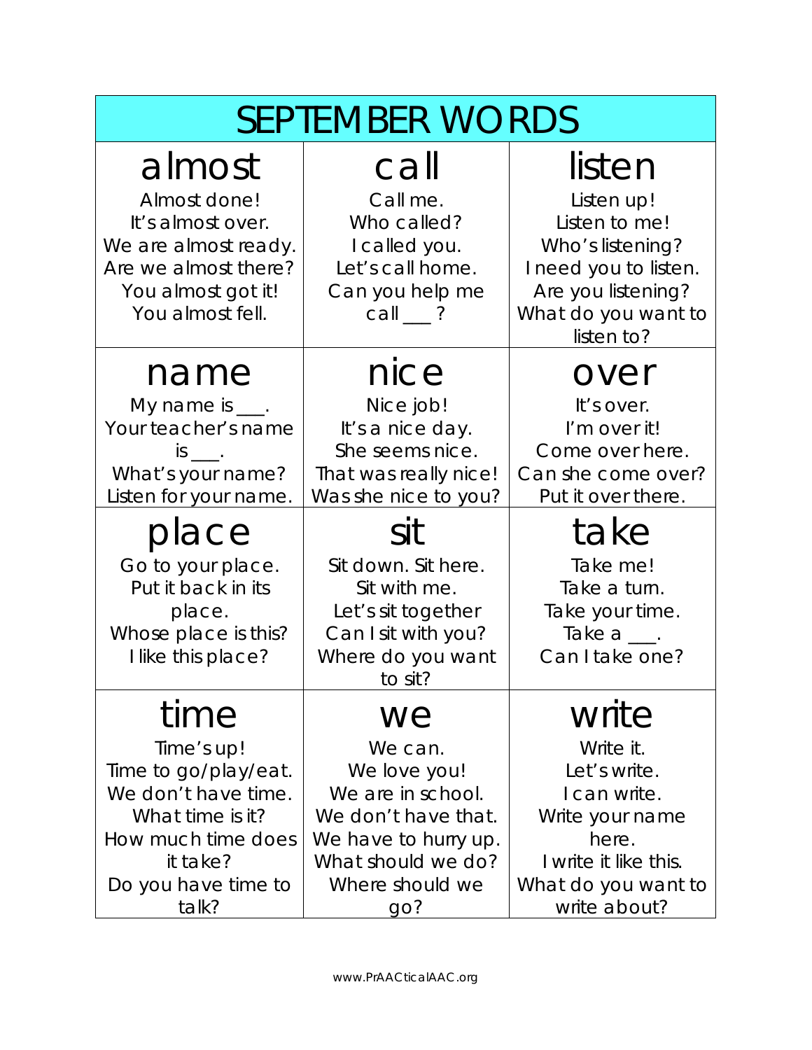# SEPTEMBER WORDS

| almost | call | listen |
|---|---|---|
| Almost done!<br>It's almost over.<br>We are almost ready.<br>Are we almost there?<br>You almost got it!<br>You almost fell. | Call me.<br>Who called?<br>I called you.<br>Let's call home.<br>Can you help me call ___ ? | Listen up!<br>Listen to me!<br>Who's listening?<br>I need you to listen.<br>Are you listening?<br>What do you want to listen to? |
| **name** | **nice** | **over** |
| My name is ___.<br>Your teacher's name is ___.<br>What's your name?<br>Listen for your name. | Nice job!<br>It's a nice day.<br>She seems nice.<br>That was really nice!<br>Was she nice to you? | It's over.<br>I'm over it!<br>Come over here.<br>Can she come over?<br>Put it over there. |
| **place** | **sit** | **take** |
| Go to your place.<br>Put it back in its place.<br>Whose place is this?<br>I like this place? | Sit down. Sit here.<br>Sit with me.<br>Let's sit together<br>Can I sit with you?<br>Where do you want to sit? | Take me!<br>Take a turn.<br>Take your time.<br>Take a ___.<br>Can I take one? |
| **time** | **we** | **write** |
| Time's up!<br>Time to go/play/eat.<br>We don't have time.<br>What time is it?<br>How much time does it take?<br>Do you have time to talk? | We can.<br>We love you!<br>We are in school.<br>We don't have that.<br>We have to hurry up.<br>What should we do?<br>Where should we go? | Write it.<br>Let's write.<br>I can write.<br>Write your name here.<br>I write it like this.<br>What do you want to write about? |

www.PrAACticalAAC.org